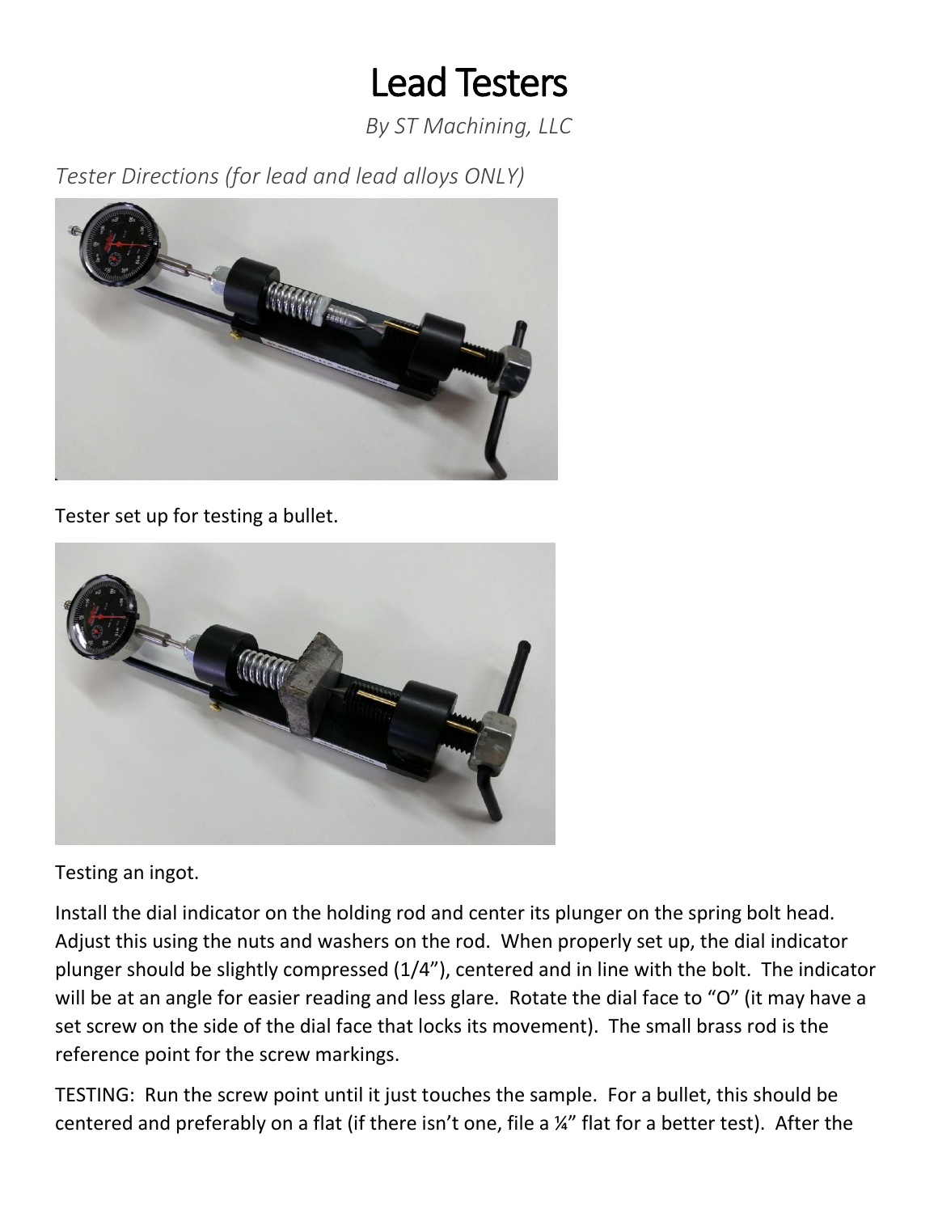# Lead Testers

*By ST Machining, LLC*

*Tester Directions (for lead and lead alloys ONLY)*

Tester set up for testing a bullet.

Testing an ingot.

Install the dial indicator on the holding rod and center its plunger on the spring bolt head. Adjust this using the nuts and washers on the rod. When properly set up, the dial indicator plunger should be slightly compressed (1/4"), centered and in line with the bolt. The indicator will be at an angle for easier reading and less glare. Rotate the dial face to "O" (it may have a set screw on the side of the dial face that locks its movement). The small brass rod is the reference point for the screw markings.

TESTING: Run the screw point until it just touches the sample. For a bullet, this should be centered and preferably on a flat (if there isn't one, file a ¼" flat for a better test). After the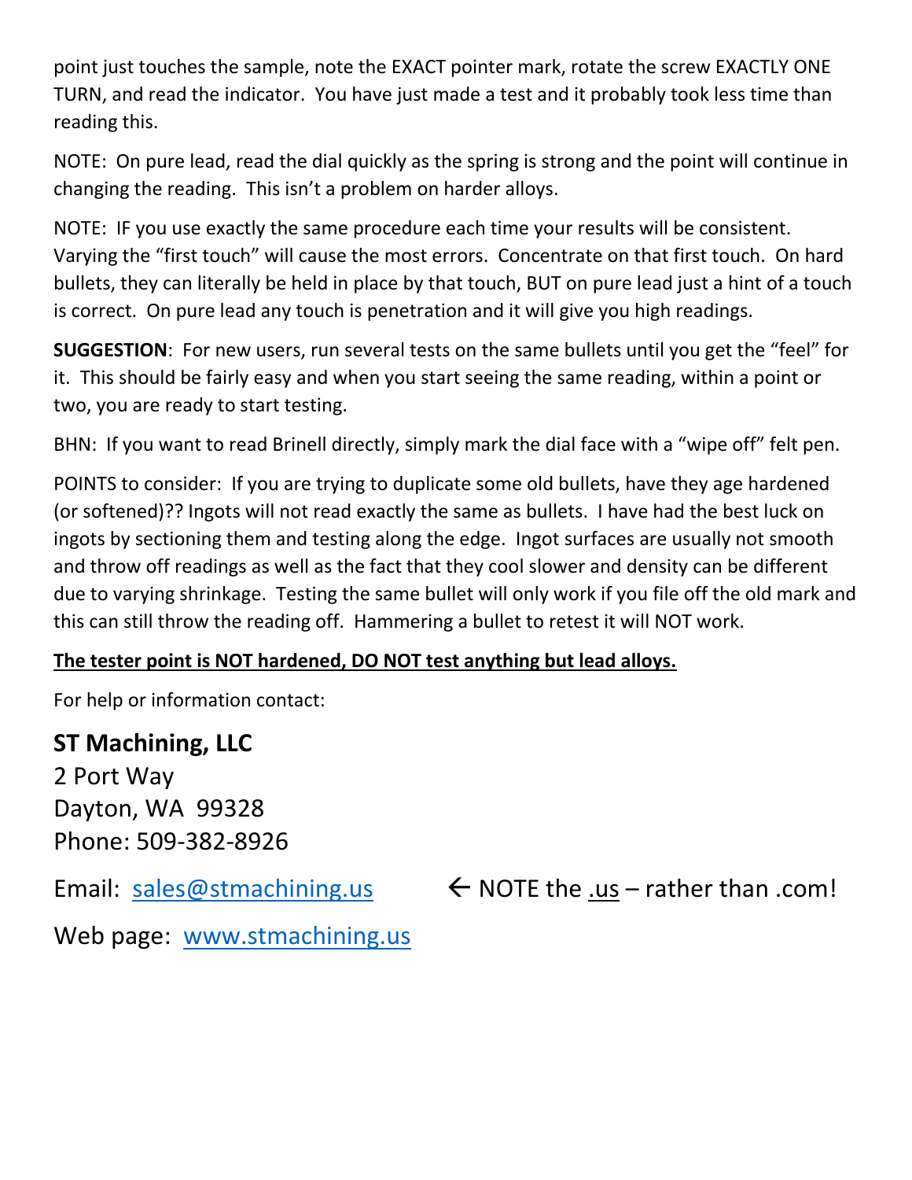point just touches the sample, note the EXACT pointer mark, rotate the screw EXACTLY ONE TURN, and read the indicator. You have just made a test and it probably took less time than reading this.

NOTE: On pure lead, read the dial quickly as the spring is strong and the point will continue in changing the reading. This isn't a problem on harder alloys.

NOTE: IF you use exactly the same procedure each time your results will be consistent. Varying the "first touch" will cause the most errors. Concentrate on that first touch. On hard bullets, they can literally be held in place by that touch, BUT on pure lead just a hint of a touch is correct. On pure lead any touch is penetration and it will give you high readings.

**SUGGESTION**: For new users, run several tests on the same bullets until you get the "feel" for it. This should be fairly easy and when you start seeing the same reading, within a point or two, you are ready to start testing.

BHN: If you want to read Brinell directly, simply mark the dial face with a "wipe off" felt pen.

POINTS to consider: If you are trying to duplicate some old bullets, have they age hardened (or softened)?? Ingots will not read exactly the same as bullets. I have had the best luck on ingots by sectioning them and testing along the edge. Ingot surfaces are usually not smooth and throw off readings as well as the fact that they cool slower and density can be different due to varying shrinkage. Testing the same bullet will only work if you file off the old mark and this can still throw the reading off. Hammering a bullet to retest it will NOT work.

**The tester point is NOT hardened, DO NOT test anything but lead alloys.**

For help or information contact:

**ST Machining, LLC**
2 Port Way
Dayton, WA 99328
Phone: 509-382-8926

Email: [sales@stmachining.us](mailto:sales@stmachining.us) ← NOTE the .us – rather than .com!

Web page: [www.stmachining.us](http://www.stmachining.us)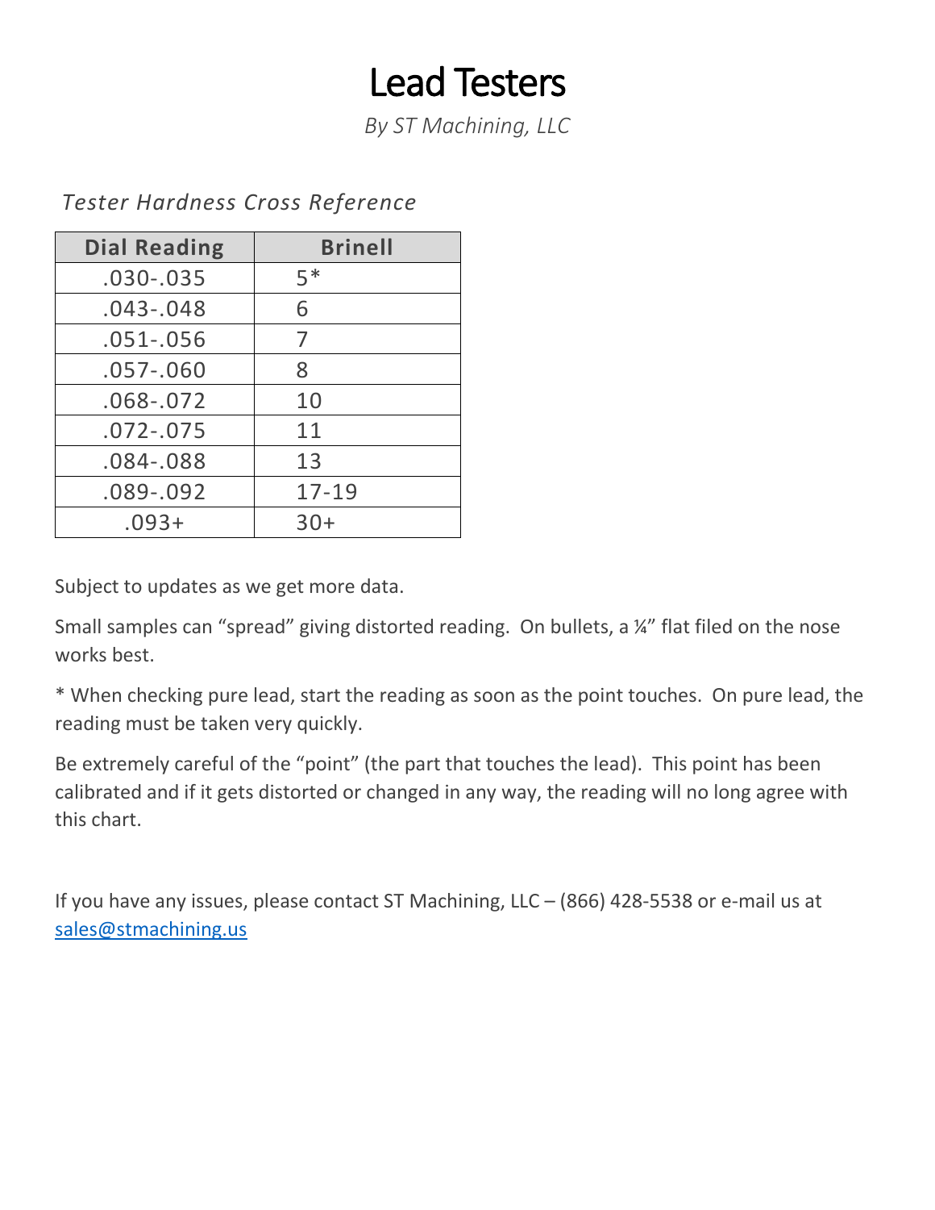# Lead Testers

*By ST Machining, LLC*

*Tester Hardness Cross Reference*

| Dial Reading | Brinell |
|---|---|
| .030-.035 | 5* |
| .043-.048 | 6 |
| .051-.056 | 7 |
| .057-.060 | 8 |
| .068-.072 | 10 |
| .072-.075 | 11 |
| .084-.088 | 13 |
| .089-.092 | 17-19 |
| .093+ | 30+ |

Subject to updates as we get more data.

Small samples can “spread” giving distorted reading. On bullets, a ¼” flat filed on the nose works best.

* When checking pure lead, start the reading as soon as the point touches. On pure lead, the reading must be taken very quickly.

Be extremely careful of the “point” (the part that touches the lead). This point has been calibrated and if it gets distorted or changed in any way, the reading will no long agree with this chart.

If you have any issues, please contact ST Machining, LLC – (866) 428-5538 or e-mail us at [sales@stmachining.us](mailto:sales@stmachining.us)